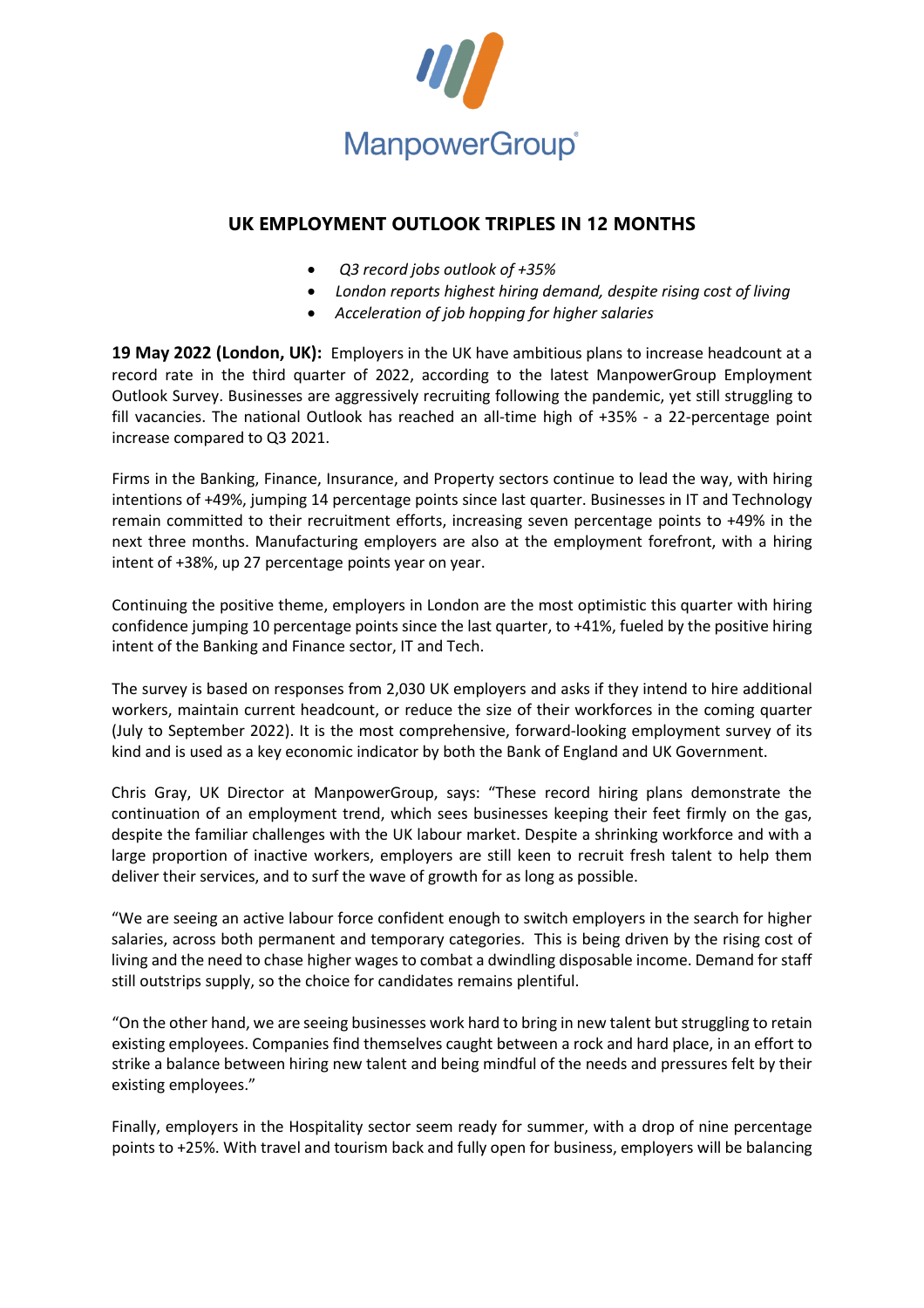ManpowerGroup

# UK EMPLOYMENT OUTLOOK TRIPLES IN 12 MONTHS

- *Q3 record jobs outlook of +35%*
- *London reports highest hiring demand, despite rising cost of living*
- *Acceleration of job hopping for higher salaries*

**19 May 2022 (London, UK):** Employers in the UK have ambitious plans to increase headcount at a record rate in the third quarter of 2022, according to the latest ManpowerGroup Employment Outlook Survey. Businesses are aggressively recruiting following the pandemic, yet still struggling to fill vacancies. The national Outlook has reached an all-time high of +35% - a 22-percentage point increase compared to Q3 2021.

Firms in the Banking, Finance, Insurance, and Property sectors continue to lead the way, with hiring intentions of +49%, jumping 14 percentage points since last quarter. Businesses in IT and Technology remain committed to their recruitment efforts, increasing seven percentage points to +49% in the next three months. Manufacturing employers are also at the employment forefront, with a hiring intent of +38%, up 27 percentage points year on year.

Continuing the positive theme, employers in London are the most optimistic this quarter with hiring confidence jumping 10 percentage points since the last quarter, to +41%, fueled by the positive hiring intent of the Banking and Finance sector, IT and Tech.

The survey is based on responses from 2,030 UK employers and asks if they intend to hire additional workers, maintain current headcount, or reduce the size of their workforces in the coming quarter (July to September 2022). It is the most comprehensive, forward-looking employment survey of its kind and is used as a key economic indicator by both the Bank of England and UK Government.

Chris Gray, UK Director at ManpowerGroup, says: "These record hiring plans demonstrate the continuation of an employment trend, which sees businesses keeping their feet firmly on the gas, despite the familiar challenges with the UK labour market. Despite a shrinking workforce and with a large proportion of inactive workers, employers are still keen to recruit fresh talent to help them deliver their services, and to surf the wave of growth for as long as possible.

"We are seeing an active labour force confident enough to switch employers in the search for higher salaries, across both permanent and temporary categories. This is being driven by the rising cost of living and the need to chase higher wages to combat a dwindling disposable income. Demand for staff still outstrips supply, so the choice for candidates remains plentiful.

"On the other hand, we are seeing businesses work hard to bring in new talent but struggling to retain existing employees. Companies find themselves caught between a rock and hard place, in an effort to strike a balance between hiring new talent and being mindful of the needs and pressures felt by their existing employees."

Finally, employers in the Hospitality sector seem ready for summer, with a drop of nine percentage points to +25%. With travel and tourism back and fully open for business, employers will be balancing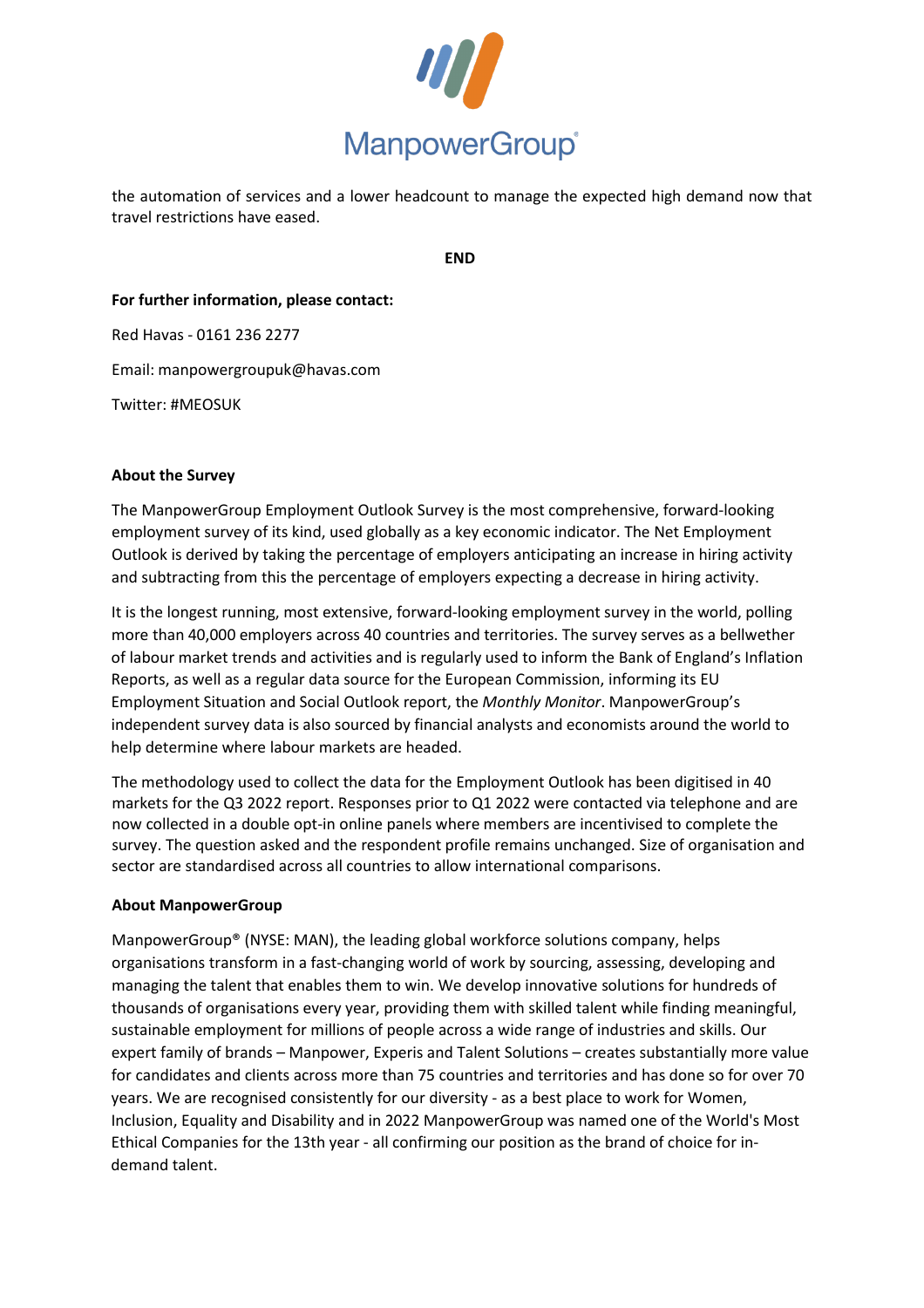the automation of services and a lower headcount to manage the expected high demand now that travel restrictions have eased.

**END**

**For further information, please contact:**

Red Havas - 0161 236 2277

Email: manpowergroupuk@havas.com

Twitter: #MEOSUK

**About the Survey**

The ManpowerGroup Employment Outlook Survey is the most comprehensive, forward-looking employment survey of its kind, used globally as a key economic indicator. The Net Employment Outlook is derived by taking the percentage of employers anticipating an increase in hiring activity and subtracting from this the percentage of employers expecting a decrease in hiring activity.

It is the longest running, most extensive, forward-looking employment survey in the world, polling more than 40,000 employers across 40 countries and territories. The survey serves as a bellwether of labour market trends and activities and is regularly used to inform the Bank of England's Inflation Reports, as well as a regular data source for the European Commission, informing its EU Employment Situation and Social Outlook report, the *Monthly Monitor*. ManpowerGroup's independent survey data is also sourced by financial analysts and economists around the world to help determine where labour markets are headed.

The methodology used to collect the data for the Employment Outlook has been digitised in 40 markets for the Q3 2022 report. Responses prior to Q1 2022 were contacted via telephone and are now collected in a double opt-in online panels where members are incentivised to complete the survey. The question asked and the respondent profile remains unchanged. Size of organisation and sector are standardised across all countries to allow international comparisons.

**About ManpowerGroup**

ManpowerGroup® (NYSE: MAN), the leading global workforce solutions company, helps organisations transform in a fast-changing world of work by sourcing, assessing, developing and managing the talent that enables them to win. We develop innovative solutions for hundreds of thousands of organisations every year, providing them with skilled talent while finding meaningful, sustainable employment for millions of people across a wide range of industries and skills. Our expert family of brands – Manpower, Experis and Talent Solutions – creates substantially more value for candidates and clients across more than 75 countries and territories and has done so for over 70 years. We are recognised consistently for our diversity - as a best place to work for Women, Inclusion, Equality and Disability and in 2022 ManpowerGroup was named one of the World's Most Ethical Companies for the 13th year - all confirming our position as the brand of choice for in-demand talent.